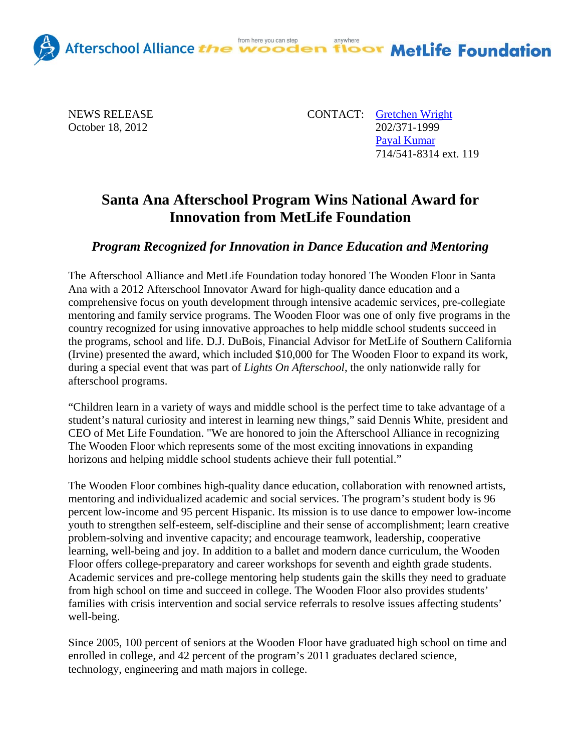Afterschool Alliance the wooden floor MetLife Foundation

NEWS RELEASE
October 18, 2012

CONTACT: Gretchen Wright
202/371-1999
Payal Kumar
714/541-8314 ext. 119

# Santa Ana Afterschool Program Wins National Award for Innovation from MetLife Foundation

## *Program Recognized for Innovation in Dance Education and Mentoring*

The Afterschool Alliance and MetLife Foundation today honored The Wooden Floor in Santa Ana with a 2012 Afterschool Innovator Award for high-quality dance education and a comprehensive focus on youth development through intensive academic services, pre-collegiate mentoring and family service programs. The Wooden Floor was one of only five programs in the country recognized for using innovative approaches to help middle school students succeed in the programs, school and life. D.J. DuBois, Financial Advisor for MetLife of Southern California (Irvine) presented the award, which included $10,000 for The Wooden Floor to expand its work, during a special event that was part of *Lights On Afterschool*, the only nationwide rally for afterschool programs.

"Children learn in a variety of ways and middle school is the perfect time to take advantage of a student's natural curiosity and interest in learning new things," said Dennis White, president and CEO of Met Life Foundation. "We are honored to join the Afterschool Alliance in recognizing The Wooden Floor which represents some of the most exciting innovations in expanding horizons and helping middle school students achieve their full potential."

The Wooden Floor combines high-quality dance education, collaboration with renowned artists, mentoring and individualized academic and social services. The program's student body is 96 percent low-income and 95 percent Hispanic. Its mission is to use dance to empower low-income youth to strengthen self-esteem, self-discipline and their sense of accomplishment; learn creative problem-solving and inventive capacity; and encourage teamwork, leadership, cooperative learning, well-being and joy. In addition to a ballet and modern dance curriculum, the Wooden Floor offers college-preparatory and career workshops for seventh and eighth grade students. Academic services and pre-college mentoring help students gain the skills they need to graduate from high school on time and succeed in college. The Wooden Floor also provides students' families with crisis intervention and social service referrals to resolve issues affecting students' well-being.

Since 2005, 100 percent of seniors at the Wooden Floor have graduated high school on time and enrolled in college, and 42 percent of the program's 2011 graduates declared science, technology, engineering and math majors in college.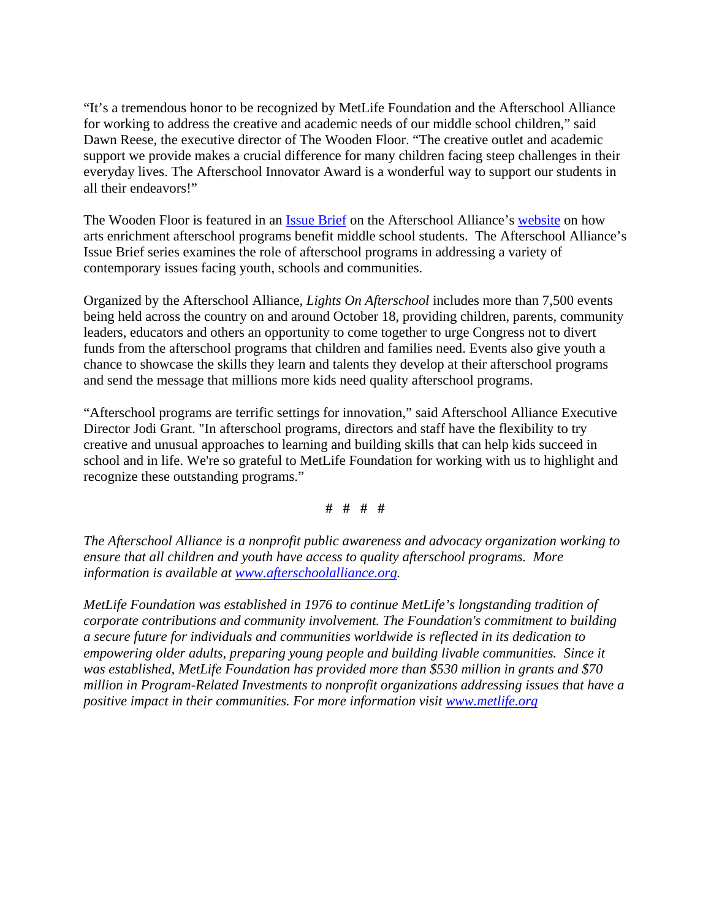"It's a tremendous honor to be recognized by MetLife Foundation and the Afterschool Alliance for working to address the creative and academic needs of our middle school children," said Dawn Reese, the executive director of The Wooden Floor. "The creative outlet and academic support we provide makes a crucial difference for many children facing steep challenges in their everyday lives. The Afterschool Innovator Award is a wonderful way to support our students in all their endeavors!"

The Wooden Floor is featured in an [Issue Brief](#) on the Afterschool Alliance's [website](#) on how arts enrichment afterschool programs benefit middle school students. The Afterschool Alliance's Issue Brief series examines the role of afterschool programs in addressing a variety of contemporary issues facing youth, schools and communities.

Organized by the Afterschool Alliance, *Lights On Afterschool* includes more than 7,500 events being held across the country on and around October 18, providing children, parents, community leaders, educators and others an opportunity to come together to urge Congress not to divert funds from the afterschool programs that children and families need. Events also give youth a chance to showcase the skills they learn and talents they develop at their afterschool programs and send the message that millions more kids need quality afterschool programs.

"Afterschool programs are terrific settings for innovation," said Afterschool Alliance Executive Director Jodi Grant. "In afterschool programs, directors and staff have the flexibility to try creative and unusual approaches to learning and building skills that can help kids succeed in school and in life. We're so grateful to MetLife Foundation for working with us to highlight and recognize these outstanding programs."

# # # #

*The Afterschool Alliance is a nonprofit public awareness and advocacy organization working to ensure that all children and youth have access to quality afterschool programs. More information is available at [www.afterschoolalliance.org](http://www.afterschoolalliance.org).*

*MetLife Foundation was established in 1976 to continue MetLife's longstanding tradition of corporate contributions and community involvement. The Foundation's commitment to building a secure future for individuals and communities worldwide is reflected in its dedication to empowering older adults, preparing young people and building livable communities. Since it was established, MetLife Foundation has provided more than $530 million in grants and $70 million in Program-Related Investments to nonprofit organizations addressing issues that have a positive impact in their communities. For more information visit [www.metlife.org](http://www.metlife.org)*